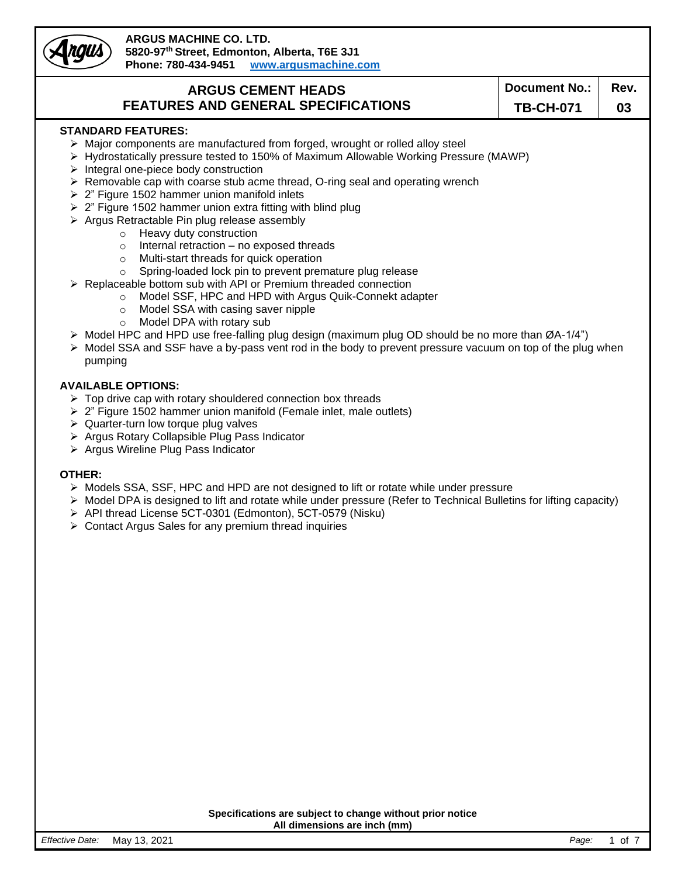**ARGUS MACHINE CO. LTD.**
**5820-97th Street, Edmonton, Alberta, T6E 3J1**
**Phone: 780-434-9451 www.argusmachine.com**

# ARGUS CEMENT HEADS FEATURES AND GENERAL SPECIFICATIONS

| Document No.: | Rev. |
| --- | --- |
| TB-CH-071 | 03 |

## STANDARD FEATURES:

- Major components are manufactured from forged, wrought or rolled alloy steel
- Hydrostatically pressure tested to 150% of Maximum Allowable Working Pressure (MAWP)
- Integral one-piece body construction
- Removable cap with coarse stub acme thread, O-ring seal and operating wrench
- 2" Figure 1502 hammer union manifold inlets
- 2" Figure 1502 hammer union extra fitting with blind plug
- Argus Retractable Pin plug release assembly
  - Heavy duty construction
  - Internal retraction – no exposed threads
  - Multi-start threads for quick operation
  - Spring-loaded lock pin to prevent premature plug release
- Replaceable bottom sub with API or Premium threaded connection
  - Model SSF, HPC and HPD with Argus Quik-Connekt adapter
  - Model SSA with casing saver nipple
  - Model DPA with rotary sub
- Model HPC and HPD use free-falling plug design (maximum plug OD should be no more than ØA-1/4")
- Model SSA and SSF have a by-pass vent rod in the body to prevent pressure vacuum on top of the plug when pumping

## AVAILABLE OPTIONS:

- Top drive cap with rotary shouldered connection box threads
- 2" Figure 1502 hammer union manifold (Female inlet, male outlets)
- Quarter-turn low torque plug valves
- Argus Rotary Collapsible Plug Pass Indicator
- Argus Wireline Plug Pass Indicator

## OTHER:

- Models SSA, SSF, HPC and HPD are not designed to lift or rotate while under pressure
- Model DPA is designed to lift and rotate while under pressure (Refer to Technical Bulletins for lifting capacity)
- API thread License 5CT-0301 (Edmonton), 5CT-0579 (Nisku)
- Contact Argus Sales for any premium thread inquiries

**Specifications are subject to change without prior notice**
**All dimensions are inch (mm)**

*Effective Date:* May 13, 2021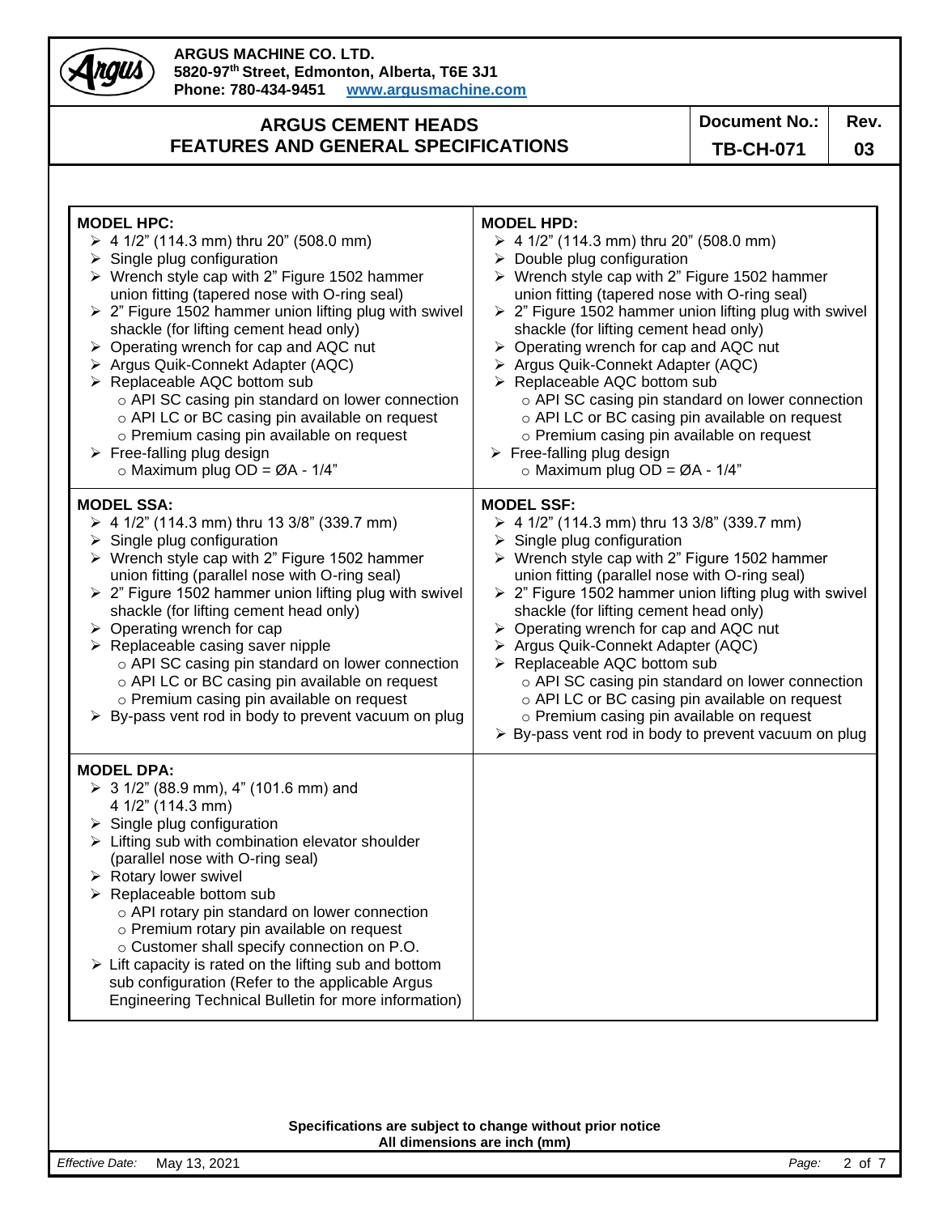**ARGUS MACHINE CO. LTD.**
**5820-97th Street, Edmonton, Alberta, T6E 3J1**
**Phone: 780-434-9451 www.argusmachine.com**

## ARGUS CEMENT HEADS FEATURES AND GENERAL SPECIFICATIONS

**Document No.:** TB-CH-071 **Rev.** 03

### MODEL HPC:

- 4 1/2” (114.3 mm) thru 20” (508.0 mm)
- Single plug configuration
- Wrench style cap with 2” Figure 1502 hammer union fitting (tapered nose with O-ring seal)
- 2” Figure 1502 hammer union lifting plug with swivel shackle (for lifting cement head only)
- Operating wrench for cap and AQC nut
- Argus Quik-Connekt Adapter (AQC)
- Replaceable AQC bottom sub
  - API SC casing pin standard on lower connection
  - API LC or BC casing pin available on request
  - Premium casing pin available on request
- Free-falling plug design
  - Maximum plug OD = ØA - 1/4”

### MODEL HPD:

- 4 1/2” (114.3 mm) thru 20” (508.0 mm)
- Double plug configuration
- Wrench style cap with 2” Figure 1502 hammer union fitting (tapered nose with O-ring seal)
- 2” Figure 1502 hammer union lifting plug with swivel shackle (for lifting cement head only)
- Operating wrench for cap and AQC nut
- Argus Quik-Connekt Adapter (AQC)
- Replaceable AQC bottom sub
  - API SC casing pin standard on lower connection
  - API LC or BC casing pin available on request
  - Premium casing pin available on request
- Free-falling plug design
  - Maximum plug OD = ØA - 1/4”

### MODEL SSA:

- 4 1/2” (114.3 mm) thru 13 3/8” (339.7 mm)
- Single plug configuration
- Wrench style cap with 2” Figure 1502 hammer union fitting (parallel nose with O-ring seal)
- 2” Figure 1502 hammer union lifting plug with swivel shackle (for lifting cement head only)
- Operating wrench for cap
- Replaceable casing saver nipple
  - API SC casing pin standard on lower connection
  - API LC or BC casing pin available on request
  - Premium casing pin available on request
- By-pass vent rod in body to prevent vacuum on plug

### MODEL SSF:

- 4 1/2” (114.3 mm) thru 13 3/8” (339.7 mm)
- Single plug configuration
- Wrench style cap with 2” Figure 1502 hammer union fitting (parallel nose with O-ring seal)
- 2” Figure 1502 hammer union lifting plug with swivel shackle (for lifting cement head only)
- Operating wrench for cap and AQC nut
- Argus Quik-Connekt Adapter (AQC)
- Replaceable AQC bottom sub
  - API SC casing pin standard on lower connection
  - API LC or BC casing pin available on request
  - Premium casing pin available on request
- By-pass vent rod in body to prevent vacuum on plug

### MODEL DPA:

- 3 1/2” (88.9 mm), 4” (101.6 mm) and 4 1/2” (114.3 mm)
- Single plug configuration
- Lifting sub with combination elevator shoulder (parallel nose with O-ring seal)
- Rotary lower swivel
- Replaceable bottom sub
  - API rotary pin standard on lower connection
  - Premium rotary pin available on request
  - Customer shall specify connection on P.O.
- Lift capacity is rated on the lifting sub and bottom sub configuration (Refer to the applicable Argus Engineering Technical Bulletin for more information)

**Specifications are subject to change without prior notice**
**All dimensions are inch (mm)**

*Effective Date:* May 13, 2021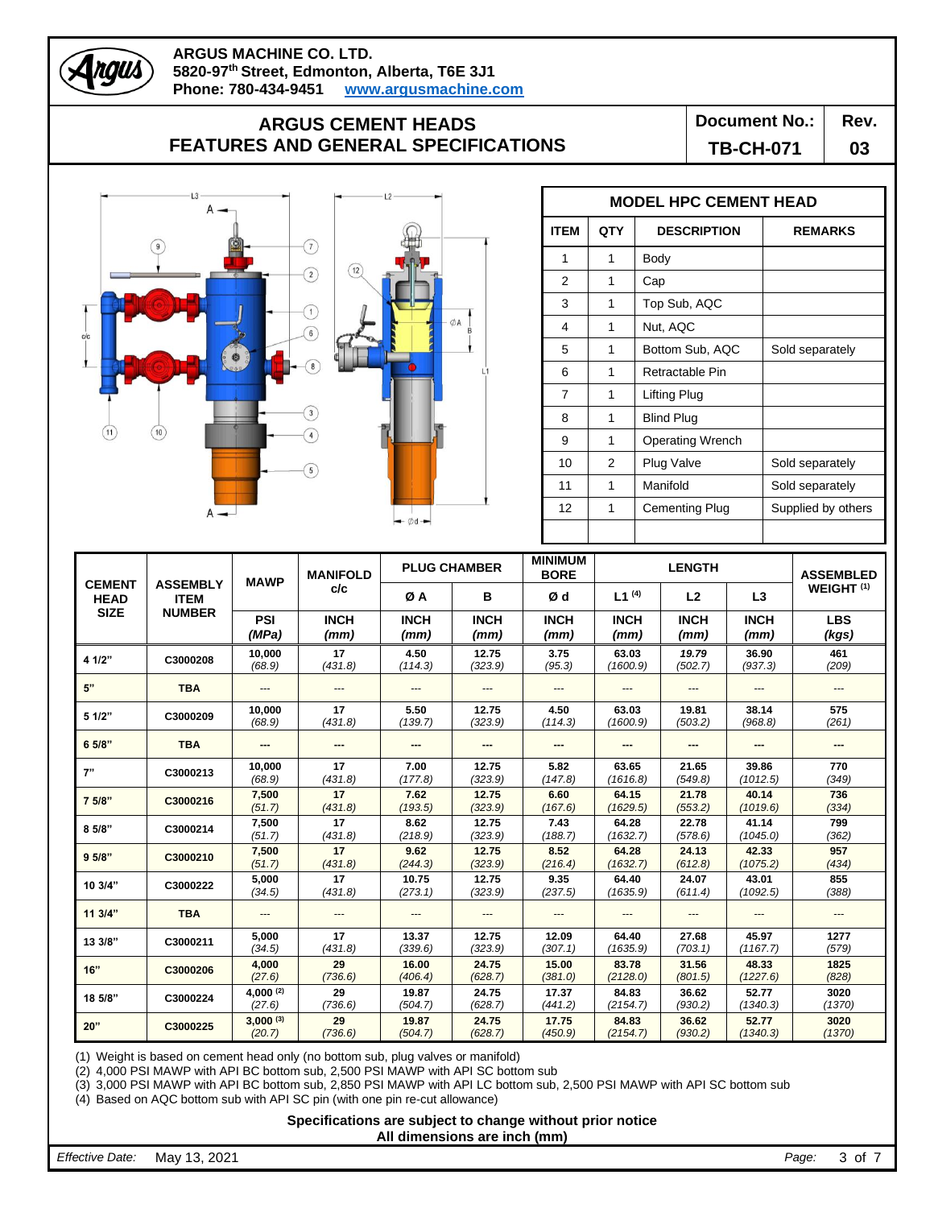**ARGUS MACHINE CO. LTD.**
**5820-97th Street, Edmonton, Alberta, T6E 3J1**
**Phone: 780-434-9451 www.argusmachine.com**

# ARGUS CEMENT HEADS FEATURES AND GENERAL SPECIFICATIONS

**Document No.:** TB-CH-071 **Rev.** 03

| MODEL HPC CEMENT HEAD | | | |
|---|---|---|---|
| **ITEM** | **QTY** | **DESCRIPTION** | **REMARKS** |
| 1 | 1 | Body | |
| 2 | 1 | Cap | |
| 3 | 1 | Top Sub, AQC | |
| 4 | 1 | Nut, AQC | |
| 5 | 1 | Bottom Sub, AQC | Sold separately |
| 6 | 1 | Retractable Pin | |
| 7 | 1 | Lifting Plug | |
| 8 | 1 | Blind Plug | |
| 9 | 1 | Operating Wrench | |
| 10 | 2 | Plug Valve | Sold separately |
| 11 | 1 | Manifold | Sold separately |
| 12 | 1 | Cementing Plug | Supplied by others |

| CEMENT HEAD SIZE | ASSEMBLY ITEM NUMBER | MAWP | MANIFOLD c/c | PLUG CHAMBER | | MINIMUM BORE | LENGTH | | | ASSEMBLED WEIGHT (1) |
|---|---|---|---|---|---|---|---|---|---|---|
| | | | | Ø A | B | Ø d | L1 (4) | L2 | L3 | |
| | | PSI (MPa) | INCH (mm) | INCH (mm) | INCH (mm) | INCH (mm) | INCH (mm) | INCH (mm) | INCH (mm) | LBS (kgs) |
| 4 1/2" | C3000208 | 10,000 (68.9) | 17 (431.8) | 4.50 (114.3) | 12.75 (323.9) | 3.75 (95.3) | 63.03 (1600.9) | 19.79 (502.7) | 36.90 (937.3) | 461 (209) |
| 5" | TBA | --- | --- | --- | --- | --- | --- | --- | --- | --- |
| 5 1/2" | C3000209 | 10,000 (68.9) | 17 (431.8) | 5.50 (139.7) | 12.75 (323.9) | 4.50 (114.3) | 63.03 (1600.9) | 19.81 (503.2) | 38.14 (968.8) | 575 (261) |
| 6 5/8" | TBA | --- | --- | --- | --- | --- | --- | --- | --- | --- |
| 7" | C3000213 | 10,000 (68.9) | 17 (431.8) | 7.00 (177.8) | 12.75 (323.9) | 5.82 (147.8) | 63.65 (1616.8) | 21.65 (549.8) | 39.86 (1012.5) | 770 (349) |
| 7 5/8" | C3000216 | 7,500 (51.7) | 17 (431.8) | 7.62 (193.5) | 12.75 (323.9) | 6.60 (167.6) | 64.15 (1629.5) | 21.78 (553.2) | 40.14 (1019.6) | 736 (334) |
| 8 5/8" | C3000214 | 7,500 (51.7) | 17 (431.8) | 8.62 (218.9) | 12.75 (323.9) | 7.43 (188.7) | 64.28 (1632.7) | 22.78 (578.6) | 41.14 (1045.0) | 799 (362) |
| 9 5/8" | C3000210 | 7,500 (51.7) | 17 (431.8) | 9.62 (244.3) | 12.75 (323.9) | 8.52 (216.4) | 64.28 (1632.7) | 24.13 (612.8) | 42.33 (1075.2) | 957 (434) |
| 10 3/4" | C3000222 | 5,000 (34.5) | 17 (431.8) | 10.75 (273.1) | 12.75 (323.9) | 9.35 (237.5) | 64.40 (1635.9) | 24.07 (611.4) | 43.01 (1092.5) | 855 (388) |
| 11 3/4" | TBA | --- | --- | --- | --- | --- | --- | --- | --- | --- |
| 13 3/8" | C3000211 | 5,000 (34.5) | 17 (431.8) | 13.37 (339.6) | 12.75 (323.9) | 12.09 (307.1) | 64.40 (1635.9) | 27.68 (703.1) | 45.97 (1167.7) | 1277 (579) |
| 16" | C3000206 | 4,000 (27.6) | 29 (736.6) | 16.00 (406.4) | 24.75 (628.7) | 15.00 (381.0) | 83.78 (2128.0) | 31.56 (801.5) | 48.33 (1227.6) | 1825 (828) |
| 18 5/8" | C3000224 | 4,000 (2) (27.6) | 29 (736.6) | 19.87 (504.7) | 24.75 (628.7) | 17.37 (441.2) | 84.83 (2154.7) | 36.62 (930.2) | 52.77 (1340.3) | 3020 (1370) |
| 20" | C3000225 | 3,000 (3) (20.7) | 29 (736.6) | 19.87 (504.7) | 24.75 (628.7) | 17.75 (450.9) | 84.83 (2154.7) | 36.62 (930.2) | 52.77 (1340.3) | 3020 (1370) |

(1) Weight is based on cement head only (no bottom sub, plug valves or manifold)
(2) 4,000 PSI MAWP with API BC bottom sub, 2,500 PSI MAWP with API SC bottom sub
(3) 3,000 PSI MAWP with API BC bottom sub, 2,850 PSI MAWP with API LC bottom sub, 2,500 PSI MAWP with API SC bottom sub
(4) Based on AQC bottom sub with API SC pin (with one pin re-cut allowance)

**Specifications are subject to change without prior notice**
**All dimensions are inch (mm)**

*Effective Date:* May 13, 2021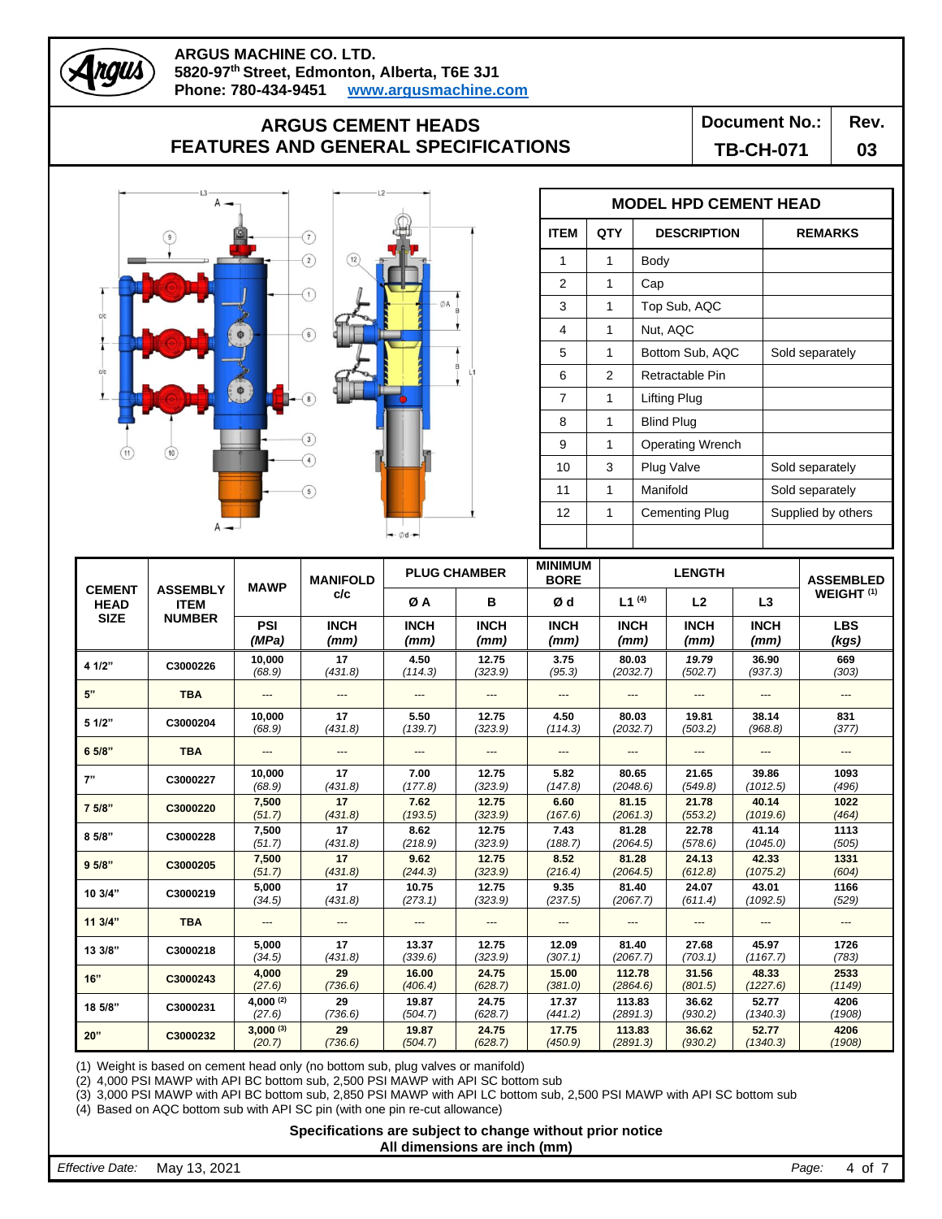**ARGUS MACHINE CO. LTD.**
**5820-97th Street, Edmonton, Alberta, T6E 3J1**
**Phone: 780-434-9451 www.argusmachine.com**

# ARGUS CEMENT HEADS FEATURES AND GENERAL SPECIFICATIONS

| Document No.: | Rev. |
|---|---|
| TB-CH-071 | 03 |

| MODEL HPD CEMENT HEAD | | | |
|---|---|---|---|
| **ITEM** | **QTY** | **DESCRIPTION** | **REMARKS** |
| 1 | 1 | Body | |
| 2 | 1 | Cap | |
| 3 | 1 | Top Sub, AQC | |
| 4 | 1 | Nut, AQC | |
| 5 | 1 | Bottom Sub, AQC | Sold separately |
| 6 | 2 | Retractable Pin | |
| 7 | 1 | Lifting Plug | |
| 8 | 1 | Blind Plug | |
| 9 | 1 | Operating Wrench | |
| 10 | 3 | Plug Valve | Sold separately |
| 11 | 1 | Manifold | Sold separately |
| 12 | 1 | Cementing Plug | Supplied by others |

| CEMENT HEAD SIZE | ASSEMBLY ITEM NUMBER | MAWP | MANIFOLD c/c | PLUG CHAMBER | | MINIMUM BORE | LENGTH | | | ASSEMBLED WEIGHT [1] |
|---|---|---|---|---|---|---|---|---|---|---|
| | | | | Ø A | B | Ø d | L1 [4] | L2 | L3 | |
| | | PSI (MPa) | INCH (mm) | INCH (mm) | INCH (mm) | INCH (mm) | INCH (mm) | INCH (mm) | INCH (mm) | LBS (kgs) |
| 4 1/2" | C3000226 | 10,000 (68.9) | 17 (431.8) | 4.50 (114.3) | 12.75 (323.9) | 3.75 (95.3) | 80.03 (2032.7) | 19.79 (502.7) | 36.90 (937.3) | 669 (303) |
| 5" | TBA | --- | --- | --- | --- | --- | --- | --- | --- | --- |
| 5 1/2" | C3000204 | 10,000 (68.9) | 17 (431.8) | 5.50 (139.7) | 12.75 (323.9) | 4.50 (114.3) | 80.03 (2032.7) | 19.81 (503.2) | 38.14 (968.8) | 831 (377) |
| 6 5/8" | TBA | --- | --- | --- | --- | --- | --- | --- | --- | --- |
| 7" | C3000227 | 10,000 (68.9) | 17 (431.8) | 7.00 (177.8) | 12.75 (323.9) | 5.82 (147.8) | 80.65 (2048.6) | 21.65 (549.8) | 39.86 (1012.5) | 1093 (496) |
| 7 5/8" | C3000220 | 7,500 (51.7) | 17 (431.8) | 7.62 (193.5) | 12.75 (323.9) | 6.60 (167.6) | 81.15 (2061.3) | 21.78 (553.2) | 40.14 (1019.6) | 1022 (464) |
| 8 5/8" | C3000228 | 7,500 (51.7) | 17 (431.8) | 8.62 (218.9) | 12.75 (323.9) | 7.43 (188.7) | 81.28 (2064.5) | 22.78 (578.6) | 41.14 (1045.0) | 1113 (505) |
| 9 5/8" | C3000205 | 7,500 (51.7) | 17 (431.8) | 9.62 (244.3) | 12.75 (323.9) | 8.52 (216.4) | 81.28 (2064.5) | 24.13 (612.8) | 42.33 (1075.2) | 1331 (604) |
| 10 3/4" | C3000219 | 5,000 (34.5) | 17 (431.8) | 10.75 (273.1) | 12.75 (323.9) | 9.35 (237.5) | 81.40 (2067.7) | 24.07 (611.4) | 43.01 (1092.5) | 1166 (529) |
| 11 3/4" | TBA | --- | --- | --- | --- | --- | --- | --- | --- | --- |
| 13 3/8" | C3000218 | 5,000 (34.5) | 17 (431.8) | 13.37 (339.6) | 12.75 (323.9) | 12.09 (307.1) | 81.40 (2067.7) | 27.68 (703.1) | 45.97 (1167.7) | 1726 (783) |
| 16" | C3000243 | 4,000 (27.6) | 29 (736.6) | 16.00 (406.4) | 24.75 (628.7) | 15.00 (381.0) | 112.78 (2864.6) | 31.56 (801.5) | 48.33 (1227.6) | 2533 (1149) |
| 18 5/8" | C3000231 | 4,000 [2] (27.6) | 29 (736.6) | 19.87 (504.7) | 24.75 (628.7) | 17.37 (441.2) | 113.83 (2891.3) | 36.62 (930.2) | 52.77 (1340.3) | 4206 (1908) |
| 20" | C3000232 | 3,000 [3] (20.7) | 29 (736.6) | 19.87 (504.7) | 24.75 (628.7) | 17.75 (450.9) | 113.83 (2891.3) | 36.62 (930.2) | 52.77 (1340.3) | 4206 (1908) |

(1) Weight is based on cement head only (no bottom sub, plug valves or manifold)
(2) 4,000 PSI MAWP with API BC bottom sub, 2,500 PSI MAWP with API SC bottom sub
(3) 3,000 PSI MAWP with API BC bottom sub, 2,850 PSI MAWP with API LC bottom sub, 2,500 PSI MAWP with API SC bottom sub
(4) Based on AQC bottom sub with API SC pin (with one pin re-cut allowance)

**Specifications are subject to change without prior notice**
**All dimensions are inch (mm)**

*Effective Date:* May 13, 2021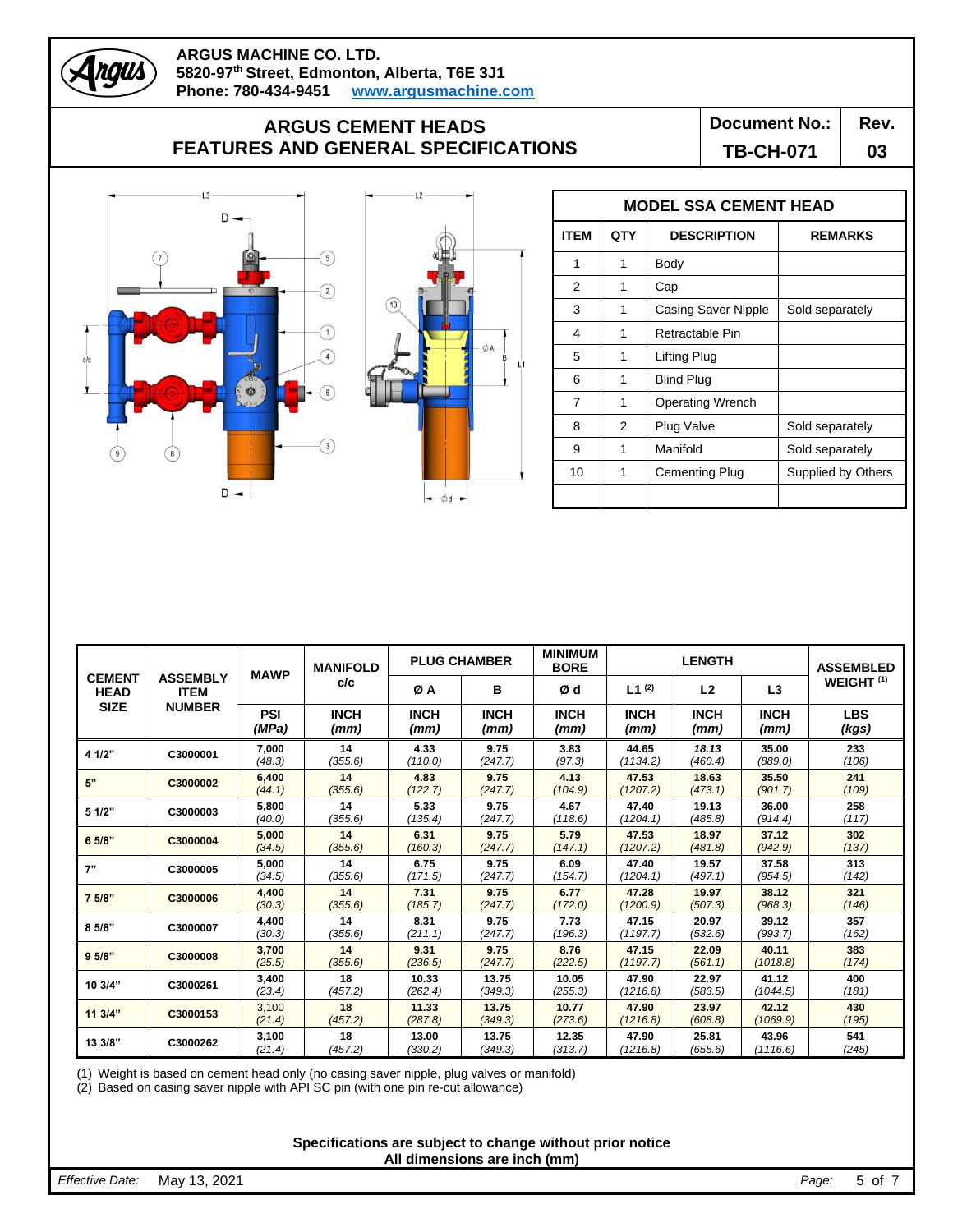ARGUS MACHINE CO. LTD.
5820-97th Street, Edmonton, Alberta, T6E 3J1
Phone: 780-434-9451 www.argusmachine.com

# ARGUS CEMENT HEADS
## FEATURES AND GENERAL SPECIFICATIONS

**Document No.:** TB-CH-071 **Rev.** 03

| MODEL SSA CEMENT HEAD | | | |
|---|---|---|---|
| **ITEM** | **QTY** | **DESCRIPTION** | **REMARKS** |
| 1 | 1 | Body | |
| 2 | 1 | Cap | |
| 3 | 1 | Casing Saver Nipple | Sold separately |
| 4 | 1 | Retractable Pin | |
| 5 | 1 | Lifting Plug | |
| 6 | 1 | Blind Plug | |
| 7 | 1 | Operating Wrench | |
| 8 | 2 | Plug Valve | Sold separately |
| 9 | 1 | Manifold | Sold separately |
| 10 | 1 | Cementing Plug | Supplied by Others |

| CEMENT HEAD SIZE | ASSEMBLY ITEM NUMBER | MAWP | MANIFOLD c/c | PLUG CHAMBER | | MINIMUM BORE | LENGTH | | | ASSEMBLED WEIGHT (1) |
|---|---|---|---|---|---|---|---|---|---|---|
| | | | | Ø A | B | Ø d | L1 (2) | L2 | L3 | |
| | | PSI (MPa) | INCH (mm) | INCH (mm) | INCH (mm) | INCH (mm) | INCH (mm) | INCH (mm) | INCH (mm) | LBS (kgs) |
| 4 1/2" | C3000001 | 7,000 (48.3) | 14 (355.6) | 4.33 (110.0) | 9.75 (247.7) | 3.83 (97.3) | 44.65 (1134.2) | 18.13 (460.4) | 35.00 (889.0) | 233 (106) |
| 5" | C3000002 | 6,400 (44.1) | 14 (355.6) | 4.83 (122.7) | 9.75 (247.7) | 4.13 (104.9) | 47.53 (1207.2) | 18.63 (473.1) | 35.50 (901.7) | 241 (109) |
| 5 1/2" | C3000003 | 5,800 (40.0) | 14 (355.6) | 5.33 (135.4) | 9.75 (247.7) | 4.67 (118.6) | 47.40 (1204.1) | 19.13 (485.8) | 36.00 (914.4) | 258 (117) |
| 6 5/8" | C3000004 | 5,000 (34.5) | 14 (355.6) | 6.31 (160.3) | 9.75 (247.7) | 5.79 (147.1) | 47.53 (1207.2) | 18.97 (481.8) | 37.12 (942.9) | 302 (137) |
| 7" | C3000005 | 5,000 (34.5) | 14 (355.6) | 6.75 (171.5) | 9.75 (247.7) | 6.09 (154.7) | 47.40 (1204.1) | 19.57 (497.1) | 37.58 (954.5) | 313 (142) |
| 7 5/8" | C3000006 | 4,400 (30.3) | 14 (355.6) | 7.31 (185.7) | 9.75 (247.7) | 6.77 (172.0) | 47.28 (1200.9) | 19.97 (507.3) | 38.12 (968.3) | 321 (146) |
| 8 5/8" | C3000007 | 4,400 (30.3) | 14 (355.6) | 8.31 (211.1) | 9.75 (247.7) | 7.73 (196.3) | 47.15 (1197.7) | 20.97 (532.6) | 39.12 (993.7) | 357 (162) |
| 9 5/8" | C3000008 | 3,700 (25.5) | 14 (355.6) | 9.31 (236.5) | 9.75 (247.7) | 8.76 (222.5) | 47.15 (1197.7) | 22.09 (561.1) | 40.11 (1018.8) | 383 (174) |
| 10 3/4" | C3000261 | 3,400 (23.4) | 18 (457.2) | 10.33 (262.4) | 13.75 (349.3) | 10.05 (255.3) | 47.90 (1216.8) | 22.97 (583.5) | 41.12 (1044.5) | 400 (181) |
| 11 3/4" | C3000153 | 3,100 (21.4) | 18 (457.2) | 11.33 (287.8) | 13.75 (349.3) | 10.77 (273.6) | 47.90 (1216.8) | 23.97 (608.8) | 42.12 (1069.9) | 430 (195) |
| 13 3/8" | C3000262 | 3,100 (21.4) | 18 (457.2) | 13.00 (330.2) | 13.75 (349.3) | 12.35 (313.7) | 47.90 (1216.8) | 25.81 (655.6) | 43.96 (1116.6) | 541 (245) |

(1) Weight is based on cement head only (no casing saver nipple, plug valves or manifold)
(2) Based on casing saver nipple with API SC pin (with one pin re-cut allowance)

**Specifications are subject to change without prior notice**
**All dimensions are inch (mm)**

*Effective Date:* May 13, 2021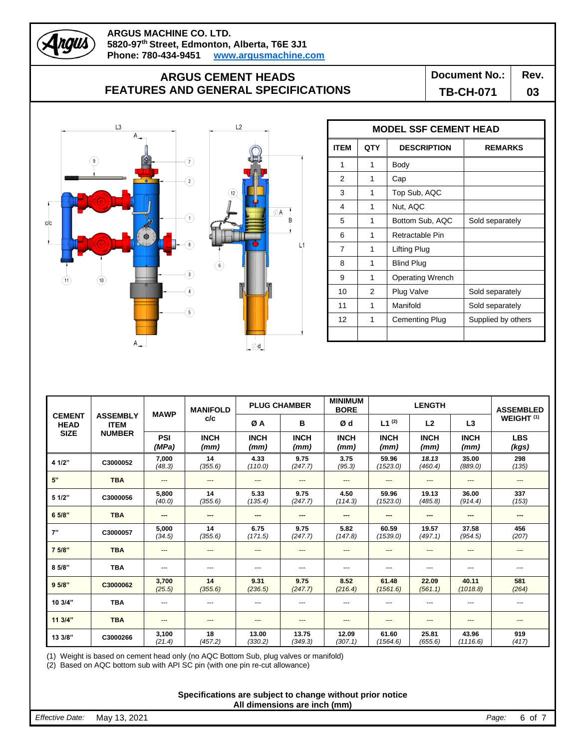ARGUS MACHINE CO. LTD.
5820-97th Street, Edmonton, Alberta, T6E 3J1
Phone: 780-434-9451 www.argusmachine.com

# ARGUS CEMENT HEADS FEATURES AND GENERAL SPECIFICATIONS

Document No.: TB-CH-071 | Rev. 03

| MODEL SSF CEMENT HEAD | | | |
|---|---|---|---|
| ITEM | QTY | DESCRIPTION | REMARKS |
| 1 | 1 | Body | |
| 2 | 1 | Cap | |
| 3 | 1 | Top Sub, AQC | |
| 4 | 1 | Nut, AQC | |
| 5 | 1 | Bottom Sub, AQC | Sold separately |
| 6 | 1 | Retractable Pin | |
| 7 | 1 | Lifting Plug | |
| 8 | 1 | Blind Plug | |
| 9 | 1 | Operating Wrench | |
| 10 | 2 | Plug Valve | Sold separately |
| 11 | 1 | Manifold | Sold separately |
| 12 | 1 | Cementing Plug | Supplied by others |

| CEMENT HEAD SIZE | ASSEMBLY ITEM NUMBER | MAWP | MANIFOLD c/c | PLUG CHAMBER | | MINIMUM BORE | LENGTH | | | ASSEMBLED WEIGHT [1] |
|---|---|---|---|---|---|---|---|---|---|---|
| | | | | Ø A | B | Ø d | L1 [2] | L2 | L3 | |
| | | PSI (MPa) | INCH (mm) | INCH (mm) | INCH (mm) | INCH (mm) | INCH (mm) | INCH (mm) | INCH (mm) | LBS (kgs) |
| 4 1/2" | C3000052 | 7,000 (48.3) | 14 (355.6) | 4.33 (110.0) | 9.75 (247.7) | 3.75 (95.3) | 59.96 (1523.0) | 18.13 (460.4) | 35.00 (889.0) | 298 (135) |
| 5" | TBA | --- | --- | --- | --- | --- | --- | --- | --- | --- |
| 5 1/2" | C3000056 | 5,800 (40.0) | 14 (355.6) | 5.33 (135.4) | 9.75 (247.7) | 4.50 (114.3) | 59.96 (1523.0) | 19.13 (485.8) | 36.00 (914.4) | 337 (153) |
| 6 5/8" | TBA | --- | --- | --- | --- | --- | --- | --- | --- | --- |
| 7" | C3000057 | 5,000 (34.5) | 14 (355.6) | 6.75 (171.5) | 9.75 (247.7) | 5.82 (147.8) | 60.59 (1539.0) | 19.57 (497.1) | 37.58 (954.5) | 456 (207) |
| 7 5/8" | TBA | --- | --- | --- | --- | --- | --- | --- | --- | --- |
| 8 5/8" | TBA | --- | --- | --- | --- | --- | --- | --- | --- | --- |
| 9 5/8" | C3000062 | 3,700 (25.5) | 14 (355.6) | 9.31 (236.5) | 9.75 (247.7) | 8.52 (216.4) | 61.48 (1561.6) | 22.09 (561.1) | 40.11 (1018.8) | 581 (264) |
| 10 3/4" | TBA | --- | --- | --- | --- | --- | --- | --- | --- | --- |
| 11 3/4" | TBA | --- | --- | --- | --- | --- | --- | --- | --- | --- |
| 13 3/8" | C3000266 | 3,100 (21.4) | 18 (457.2) | 13.00 (330.2) | 13.75 (349.3) | 12.09 (307.1) | 61.60 (1564.6) | 25.81 (655.6) | 43.96 (1116.6) | 919 (417) |

(1) Weight is based on cement head only (no AQC Bottom Sub, plug valves or manifold)
(2) Based on AQC bottom sub with API SC pin (with one pin re-cut allowance)

**Specifications are subject to change without prior notice**
**All dimensions are inch (mm)**

*Effective Date:* May 13, 2021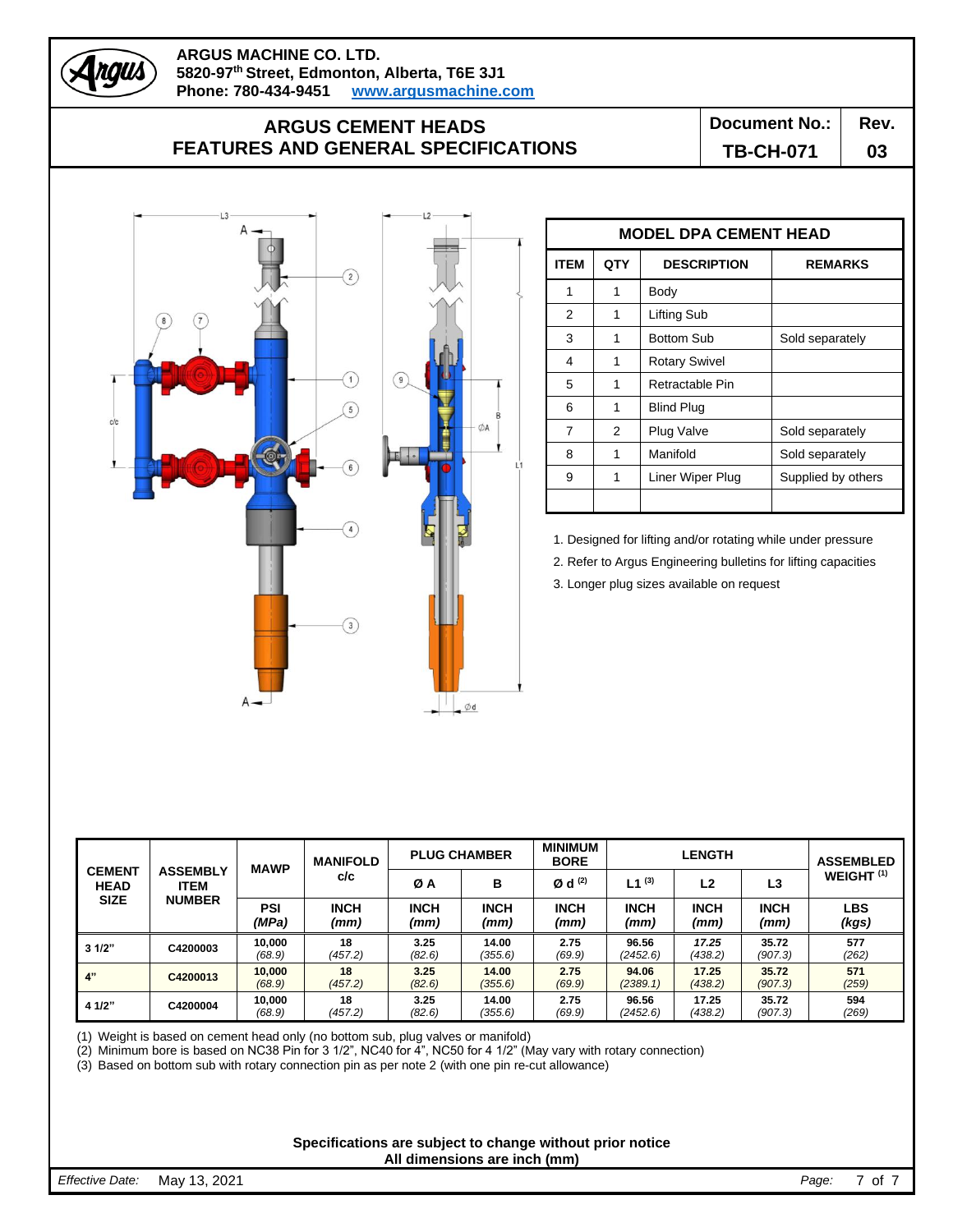**ARGUS MACHINE CO. LTD.**
**5820-97th Street, Edmonton, Alberta, T6E 3J1**
**Phone: 780-434-9451 www.argusmachine.com**

# ARGUS CEMENT HEADS
# FEATURES AND GENERAL SPECIFICATIONS

**Document No.:** TB-CH-071 **Rev.** 03

| MODEL DPA CEMENT HEAD | | | |
|---|---|---|---|
| **ITEM** | **QTY** | **DESCRIPTION** | **REMARKS** |
| 1 | 1 | Body | |
| 2 | 1 | Lifting Sub | |
| 3 | 1 | Bottom Sub | Sold separately |
| 4 | 1 | Rotary Swivel | |
| 5 | 1 | Retractable Pin | |
| 6 | 1 | Blind Plug | |
| 7 | 2 | Plug Valve | Sold separately |
| 8 | 1 | Manifold | Sold separately |
| 9 | 1 | Liner Wiper Plug | Supplied by others |
| | | | |

1. Designed for lifting and/or rotating while under pressure
2. Refer to Argus Engineering bulletins for lifting capacities
3. Longer plug sizes available on request

| CEMENT HEAD SIZE | ASSEMBLY ITEM NUMBER | MAWP | MANIFOLD c/c | PLUG CHAMBER | | MINIMUM BORE | LENGTH | | | ASSEMBLED WEIGHT (1) |
|---|---|---|---|---|---|---|---|---|---|---|
| | | | | Ø A | B | Ø d (2) | L1 (3) | L2 | L3 | |
| | | PSI *(MPa)* | INCH *(mm)* | INCH *(mm)* | INCH *(mm)* | INCH *(mm)* | INCH *(mm)* | INCH *(mm)* | INCH *(mm)* | LBS *(kgs)* |
| 3 1/2" | C4200003 | 10,000 *(68.9)* | 18 *(457.2)* | 3.25 *(82.6)* | 14.00 *(355.6)* | 2.75 *(69.9)* | 96.56 *(2452.6)* | 17.25 *(438.2)* | 35.72 *(907.3)* | 577 *(262)* |
| 4" | C4200013 | 10,000 *(68.9)* | 18 *(457.2)* | 3.25 *(82.6)* | 14.00 *(355.6)* | 2.75 *(69.9)* | 94.06 *(2389.1)* | 17.25 *(438.2)* | 35.72 *(907.3)* | 571 *(259)* |
| 4 1/2" | C4200004 | 10,000 *(68.9)* | 18 *(457.2)* | 3.25 *(82.6)* | 14.00 *(355.6)* | 2.75 *(69.9)* | 96.56 *(2452.6)* | 17.25 *(438.2)* | 35.72 *(907.3)* | 594 *(269)* |

(1) Weight is based on cement head only (no bottom sub, plug valves or manifold)
(2) Minimum bore is based on NC38 Pin for 3 1/2", NC40 for 4", NC50 for 4 1/2" (May vary with rotary connection)
(3) Based on bottom sub with rotary connection pin as per note 2 (with one pin re-cut allowance)

**Specifications are subject to change without prior notice**
**All dimensions are inch (mm)**

*Effective Date:* May 13, 2021